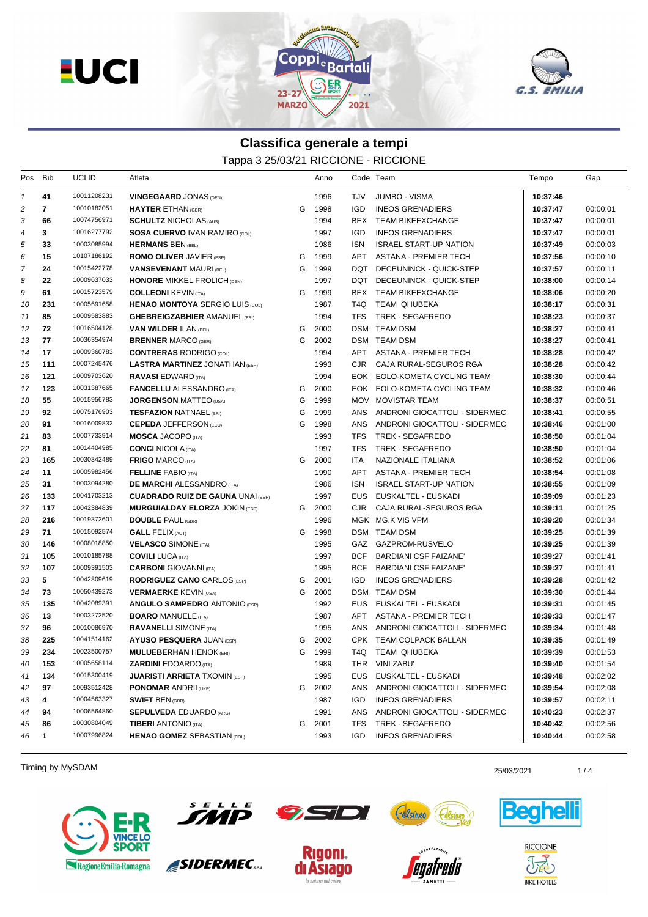# Classifica generale a tempi

## Tappa 3 25/03/21 RICCIONE - RICCIONE

| Pos | Bib | UCI ID | Atleta | | Anno | Code | Team | Tempo | Gap |
|---|---|---|---|---|---|---|---|---|---|
| 1 | 41 | 10011208231 | **VINGEGAARD** JONAS (DEN) | | 1996 | TJV | JUMBO - VISMA | **10:37:46** | |
| 2 | 7 | 10010182051 | **HAYTER** ETHAN (GBR) | G | 1998 | IGD | INEOS GRENADIERS | **10:37:47** | 00:00:01 |
| 3 | 66 | 10074756971 | **SCHULTZ** NICHOLAS (AUS) | | 1994 | BEX | TEAM BIKEEXCHANGE | **10:37:47** | 00:00:01 |
| 4 | 3 | 10016277792 | **SOSA CUERVO** IVAN RAMIRO (COL) | | 1997 | IGD | INEOS GRENADIERS | **10:37:47** | 00:00:01 |
| 5 | 33 | 10003085994 | **HERMANS** BEN (BEL) | | 1986 | ISN | ISRAEL START-UP NATION | **10:37:49** | 00:00:03 |
| 6 | 15 | 10107186192 | **ROMO OLIVER** JAVIER (ESP) | G | 1999 | APT | ASTANA - PREMIER TECH | **10:37:56** | 00:00:10 |
| 7 | 24 | 10015422778 | **VANSEVENANT** MAURI (BEL) | G | 1999 | DQT | DECEUNINCK - QUICK-STEP | **10:37:57** | 00:00:11 |
| 8 | 22 | 10009637033 | **HONORE** MIKKEL FROLICH (DEN) | | 1997 | DQT | DECEUNINCK - QUICK-STEP | **10:38:00** | 00:00:14 |
| 9 | 61 | 10015723579 | **COLLEONI** KEVIN (ITA) | G | 1999 | BEX | TEAM BIKEEXCHANGE | **10:38:06** | 00:00:20 |
| 10 | 231 | 10005691658 | **HENAO MONTOYA** SERGIO LUIS (COL) | | 1987 | T4Q | TEAM QHUBEKA | **10:38:17** | 00:00:31 |
| 11 | 85 | 10009583883 | **GHEBREIGZABHIER** AMANUEL (ERI) | | 1994 | TFS | TREK - SEGAFREDO | **10:38:23** | 00:00:37 |
| 12 | 72 | 10016504128 | **VAN WILDER** ILAN (BEL) | G | 2000 | DSM | TEAM DSM | **10:38:27** | 00:00:41 |
| 13 | 77 | 10036354974 | **BRENNER** MARCO (GER) | G | 2002 | DSM | TEAM DSM | **10:38:27** | 00:00:41 |
| 14 | 17 | 10009360783 | **CONTRERAS** RODRIGO (COL) | | 1994 | APT | ASTANA - PREMIER TECH | **10:38:28** | 00:00:42 |
| 15 | 111 | 10007245476 | **LASTRA MARTINEZ** JONATHAN (ESP) | | 1993 | CJR | CAJA RURAL-SEGUROS RGA | **10:38:28** | 00:00:42 |
| 16 | 121 | 10009703620 | **RAVASI** EDWARD (ITA) | | 1994 | EOK | EOLO-KOMETA CYCLING TEAM | **10:38:30** | 00:00:44 |
| 17 | 123 | 10031387665 | **FANCELLU** ALESSANDRO (ITA) | G | 2000 | EOK | EOLO-KOMETA CYCLING TEAM | **10:38:32** | 00:00:46 |
| 18 | 55 | 10015956783 | **JORGENSON** MATTEO (USA) | G | 1999 | MOV | MOVISTAR TEAM | **10:38:37** | 00:00:51 |
| 19 | 92 | 10075176903 | **TESFAZION** NATNAEL (ERI) | G | 1999 | ANS | ANDRONI GIOCATTOLI - SIDERMEC | **10:38:41** | 00:00:55 |
| 20 | 91 | 10016009832 | **CEPEDA** JEFFERSON (ECU) | G | 1998 | ANS | ANDRONI GIOCATTOLI - SIDERMEC | **10:38:46** | 00:01:00 |
| 21 | 83 | 10007733914 | **MOSCA** JACOPO (ITA) | | 1993 | TFS | TREK - SEGAFREDO | **10:38:50** | 00:01:04 |
| 22 | 81 | 10014404985 | **CONCI** NICOLA (ITA) | | 1997 | TFS | TREK - SEGAFREDO | **10:38:50** | 00:01:04 |
| 23 | 165 | 10030342489 | **FRIGO** MARCO (ITA) | G | 2000 | ITA | NAZIONALE ITALIANA | **10:38:52** | 00:01:06 |
| 24 | 11 | 10005982456 | **FELLINE** FABIO (ITA) | | 1990 | APT | ASTANA - PREMIER TECH | **10:38:54** | 00:01:08 |
| 25 | 31 | 10003094280 | **DE MARCHI** ALESSANDRO (ITA) | | 1986 | ISN | ISRAEL START-UP NATION | **10:38:55** | 00:01:09 |
| 26 | 133 | 10041703213 | **CUADRADO RUIZ DE GAUNA** UNAI (ESP) | | 1997 | EUS | EUSKALTEL - EUSKADI | **10:39:09** | 00:01:23 |
| 27 | 117 | 10042384839 | **MURGUIALDAY ELORZA** JOKIN (ESP) | G | 2000 | CJR | CAJA RURAL-SEGUROS RGA | **10:39:11** | 00:01:25 |
| 28 | 216 | 10019372601 | **DOUBLE** PAUL (GBR) | | 1996 | MGK | MG.K VIS VPM | **10:39:20** | 00:01:34 |
| 29 | 71 | 10015092574 | **GALL** FELIX (AUT) | G | 1998 | DSM | TEAM DSM | **10:39:25** | 00:01:39 |
| 30 | 146 | 10008018850 | **VELASCO** SIMONE (ITA) | | 1995 | GAZ | GAZPROM-RUSVELO | **10:39:25** | 00:01:39 |
| 31 | 105 | 10010185788 | **COVILI** LUCA (ITA) | | 1997 | BCF | BARDIANI CSF FAIZANE' | **10:39:27** | 00:01:41 |
| 32 | 107 | 10009391503 | **CARBONI** GIOVANNI (ITA) | | 1995 | BCF | BARDIANI CSF FAIZANE' | **10:39:27** | 00:01:41 |
| 33 | 5 | 10042809619 | **RODRIGUEZ CANO** CARLOS (ESP) | G | 2001 | IGD | INEOS GRENADIERS | **10:39:28** | 00:01:42 |
| 34 | 73 | 10050439273 | **VERMAERKE** KEVIN (USA) | G | 2000 | DSM | TEAM DSM | **10:39:30** | 00:01:44 |
| 35 | 135 | 10042089391 | **ANGULO SAMPEDRO** ANTONIO (ESP) | | 1992 | EUS | EUSKALTEL - EUSKADI | **10:39:31** | 00:01:45 |
| 36 | 13 | 10003272520 | **BOARO** MANUELE (ITA) | | 1987 | APT | ASTANA - PREMIER TECH | **10:39:33** | 00:01:47 |
| 37 | 96 | 10010086970 | **RAVANELLI** SIMONE (ITA) | | 1995 | ANS | ANDRONI GIOCATTOLI - SIDERMEC | **10:39:34** | 00:01:48 |
| 38 | 225 | 10041514162 | **AYUSO PESQUERA** JUAN (ESP) | G | 2002 | CPK | TEAM COLPACK BALLAN | **10:39:35** | 00:01:49 |
| 39 | 234 | 10023500757 | **MULUEBERHAN** HENOK (ERI) | G | 1999 | T4Q | TEAM QHUBEKA | **10:39:39** | 00:01:53 |
| 40 | 153 | 10005658114 | **ZARDINI** EDOARDO (ITA) | | 1989 | THR | VINI ZABU' | **10:39:40** | 00:01:54 |
| 41 | 134 | 10015300419 | **JUARISTI ARRIETA** TXOMIN (ESP) | | 1995 | EUS | EUSKALTEL - EUSKADI | **10:39:48** | 00:02:02 |
| 42 | 97 | 10093512428 | **PONOMAR** ANDRII (UKR) | G | 2002 | ANS | ANDRONI GIOCATTOLI - SIDERMEC | **10:39:54** | 00:02:08 |
| 43 | 4 | 10004563327 | **SWIFT** BEN (GBR) | | 1987 | IGD | INEOS GRENADIERS | **10:39:57** | 00:02:11 |
| 44 | 94 | 10006564860 | **SEPULVEDA** EDUARDO (ARG) | | 1991 | ANS | ANDRONI GIOCATTOLI - SIDERMEC | **10:40:23** | 00:02:37 |
| 45 | 86 | 10030804049 | **TIBERI** ANTONIO (ITA) | G | 2001 | TFS | TREK - SEGAFREDO | **10:40:42** | 00:02:56 |
| 46 | 1 | 10007996824 | **HENAO GOMEZ** SEBASTIAN (COL) | | 1993 | IGD | INEOS GRENADIERS | **10:40:44** | 00:02:58 |

Timing by MySDAM

25/03/2021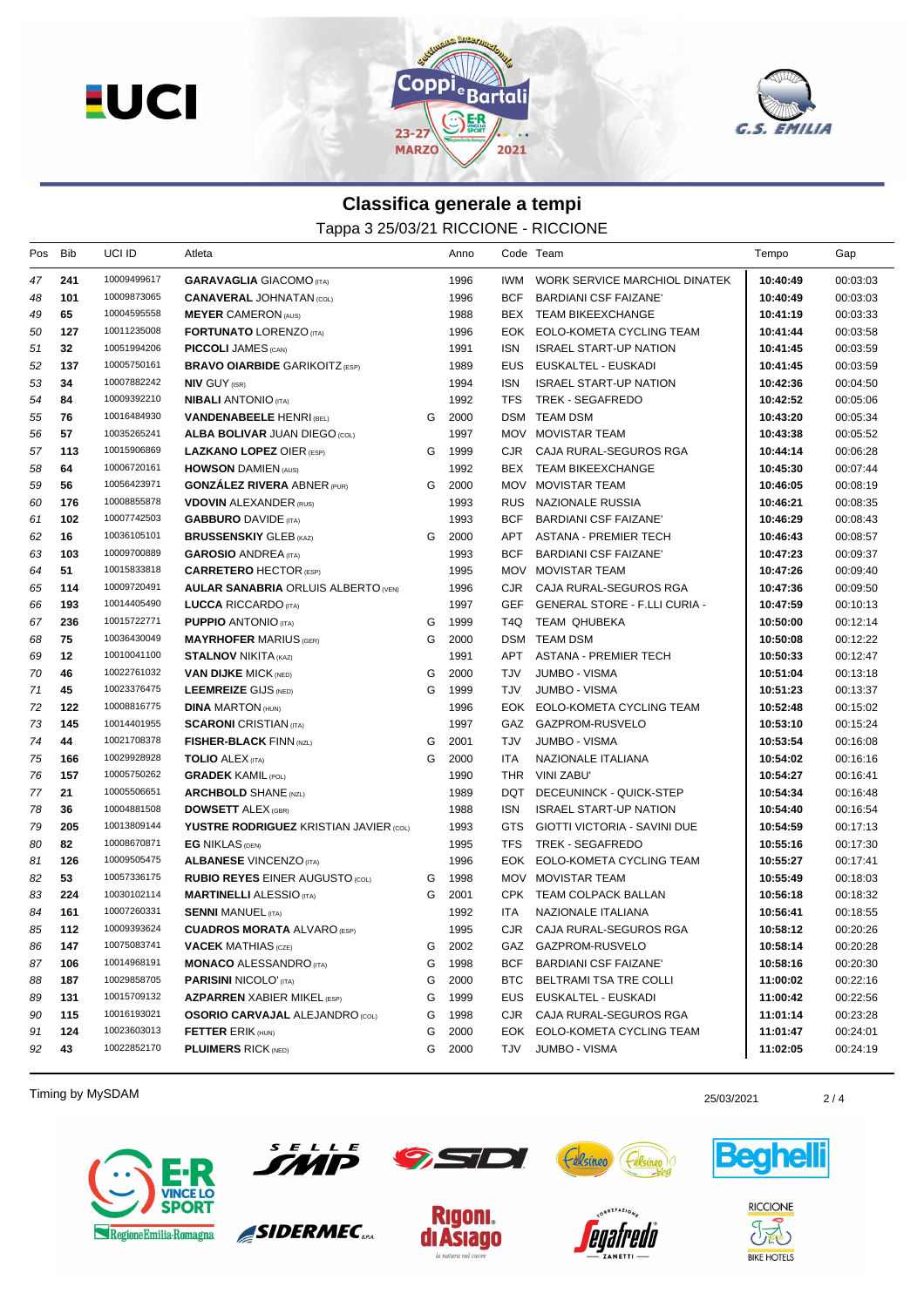## Classifica generale a tempi

Tappa 3 25/03/21 RICCIONE - RICCIONE

| Pos | Bib | UCI ID | Atleta | | Anno | Code | Team | Tempo | Gap |
|---|---|---|---|---|---|---|---|---|---|
| 47 | 241 | 10009499617 | **GARAVAGLIA** GIACOMO (ITA) | | 1996 | IWM | WORK SERVICE MARCHIOL DINATEK | **10:40:49** | 00:03:03 |
| 48 | 101 | 10009873065 | **CANAVERAL** JOHNATAN (COL) | | 1996 | BCF | BARDIANI CSF FAIZANE' | **10:40:49** | 00:03:03 |
| 49 | 65 | 10004595558 | **MEYER** CAMERON (AUS) | | 1988 | BEX | TEAM BIKEEXCHANGE | **10:41:19** | 00:03:33 |
| 50 | 127 | 10011235008 | **FORTUNATO** LORENZO (ITA) | | 1996 | EOK | EOLO-KOMETA CYCLING TEAM | **10:41:44** | 00:03:58 |
| 51 | 32 | 10051994206 | **PICCOLI** JAMES (CAN) | | 1991 | ISN | ISRAEL START-UP NATION | **10:41:45** | 00:03:59 |
| 52 | 137 | 10005750161 | **BRAVO OIARBIDE** GARIKOITZ (ESP) | | 1989 | EUS | EUSKALTEL - EUSKADI | **10:41:45** | 00:03:59 |
| 53 | 34 | 10007882242 | **NIV** GUY (ISR) | | 1994 | ISN | ISRAEL START-UP NATION | **10:42:36** | 00:04:50 |
| 54 | 84 | 10009392210 | **NIBALI** ANTONIO (ITA) | | 1992 | TFS | TREK - SEGAFREDO | **10:42:52** | 00:05:06 |
| 55 | 76 | 10016484930 | **VANDENABEELE** HENRI (BEL) | G | 2000 | DSM | TEAM DSM | **10:43:20** | 00:05:34 |
| 56 | 57 | 10035265241 | **ALBA BOLIVAR** JUAN DIEGO (COL) | | 1997 | MOV | MOVISTAR TEAM | **10:43:38** | 00:05:52 |
| 57 | 113 | 10015906869 | **LAZKANO LOPEZ** OIER (ESP) | G | 1999 | CJR | CAJA RURAL-SEGUROS RGA | **10:44:14** | 00:06:28 |
| 58 | 64 | 10006720161 | **HOWSON** DAMIEN (AUS) | | 1992 | BEX | TEAM BIKEEXCHANGE | **10:45:30** | 00:07:44 |
| 59 | 56 | 10056423971 | **GONZÁLEZ RIVERA** ABNER (PUR) | G | 2000 | MOV | MOVISTAR TEAM | **10:46:05** | 00:08:19 |
| 60 | 176 | 10008855878 | **VDOVIN** ALEXANDER (RUS) | | 1993 | RUS | NAZIONALE RUSSIA | **10:46:21** | 00:08:35 |
| 61 | 102 | 10007742503 | **GABBURO** DAVIDE (ITA) | | 1993 | BCF | BARDIANI CSF FAIZANE' | **10:46:29** | 00:08:43 |
| 62 | 16 | 10036105101 | **BRUSSENSKIY** GLEB (KAZ) | G | 2000 | APT | ASTANA - PREMIER TECH | **10:46:43** | 00:08:57 |
| 63 | 103 | 10009700889 | **GAROSIO** ANDREA (ITA) | | 1993 | BCF | BARDIANI CSF FAIZANE' | **10:47:23** | 00:09:37 |
| 64 | 51 | 10015833818 | **CARRETERO** HECTOR (ESP) | | 1995 | MOV | MOVISTAR TEAM | **10:47:26** | 00:09:40 |
| 65 | 114 | 10009720491 | **AULAR SANABRIA** ORLUIS ALBERTO (VEN) | | 1996 | CJR | CAJA RURAL-SEGUROS RGA | **10:47:36** | 00:09:50 |
| 66 | 193 | 10014405490 | **LUCCA** RICCARDO (ITA) | | 1997 | GEF | GENERAL STORE - F.LLI CURIA - | **10:47:59** | 00:10:13 |
| 67 | 236 | 10015722771 | **PUPPIO** ANTONIO (ITA) | G | 1999 | T4Q | TEAM QHUBEKA | **10:50:00** | 00:12:14 |
| 68 | 75 | 10036430049 | **MAYRHOFER** MARIUS (GER) | G | 2000 | DSM | TEAM DSM | **10:50:08** | 00:12:22 |
| 69 | 12 | 10010041100 | **STALNOV** NIKITA (KAZ) | | 1991 | APT | ASTANA - PREMIER TECH | **10:50:33** | 00:12:47 |
| 70 | 46 | 10022761032 | **VAN DIJKE** MICK (NED) | G | 2000 | TJV | JUMBO - VISMA | **10:51:04** | 00:13:18 |
| 71 | 45 | 10023376475 | **LEEMREIZE** GIJS (NED) | G | 1999 | TJV | JUMBO - VISMA | **10:51:23** | 00:13:37 |
| 72 | 122 | 10008816775 | **DINA** MARTON (HUN) | | 1996 | EOK | EOLO-KOMETA CYCLING TEAM | **10:52:48** | 00:15:02 |
| 73 | 145 | 10014401955 | **SCARONI** CRISTIAN (ITA) | | 1997 | GAZ | GAZPROM-RUSVELO | **10:53:10** | 00:15:24 |
| 74 | 44 | 10021708378 | **FISHER-BLACK** FINN (NZL) | G | 2001 | TJV | JUMBO - VISMA | **10:53:54** | 00:16:08 |
| 75 | 166 | 10029928928 | **TOLIO** ALEX (ITA) | G | 2000 | ITA | NAZIONALE ITALIANA | **10:54:02** | 00:16:16 |
| 76 | 157 | 10005750262 | **GRADEK** KAMIL (POL) | | 1990 | THR | VINI ZABU' | **10:54:27** | 00:16:41 |
| 77 | 21 | 10005506651 | **ARCHBOLD** SHANE (NZL) | | 1989 | DQT | DECEUNINCK - QUICK-STEP | **10:54:34** | 00:16:48 |
| 78 | 36 | 10004881508 | **DOWSETT** ALEX (GBR) | | 1988 | ISN | ISRAEL START-UP NATION | **10:54:40** | 00:16:54 |
| 79 | 205 | 10013809144 | **YUSTRE RODRIGUEZ** KRISTIAN JAVIER (COL) | | 1993 | GTS | GIOTTI VICTORIA - SAVINI DUE | **10:54:59** | 00:17:13 |
| 80 | 82 | 10008670871 | **EG** NIKLAS (DEN) | | 1995 | TFS | TREK - SEGAFREDO | **10:55:16** | 00:17:30 |
| 81 | 126 | 10009505475 | **ALBANESE** VINCENZO (ITA) | | 1996 | EOK | EOLO-KOMETA CYCLING TEAM | **10:55:27** | 00:17:41 |
| 82 | 53 | 10057336175 | **RUBIO REYES** EINER AUGUSTO (COL) | G | 1998 | MOV | MOVISTAR TEAM | **10:55:49** | 00:18:03 |
| 83 | 224 | 10030102114 | **MARTINELLI** ALESSIO (ITA) | G | 2001 | CPK | TEAM COLPACK BALLAN | **10:56:18** | 00:18:32 |
| 84 | 161 | 10007260331 | **SENNI** MANUEL (ITA) | | 1992 | ITA | NAZIONALE ITALIANA | **10:56:41** | 00:18:55 |
| 85 | 112 | 10009393624 | **CUADROS MORATA** ALVARO (ESP) | | 1995 | CJR | CAJA RURAL-SEGUROS RGA | **10:58:12** | 00:20:26 |
| 86 | 147 | 10075083741 | **VACEK** MATHIAS (CZE) | G | 2002 | GAZ | GAZPROM-RUSVELO | **10:58:14** | 00:20:28 |
| 87 | 106 | 10014968191 | **MONACO** ALESSANDRO (ITA) | G | 1998 | BCF | BARDIANI CSF FAIZANE' | **10:58:16** | 00:20:30 |
| 88 | 187 | 10029858705 | **PARISINI** NICOLO' (ITA) | G | 2000 | BTC | BELTRAMI TSA TRE COLLI | **11:00:02** | 00:22:16 |
| 89 | 131 | 10015709132 | **AZPARREN** XABIER MIKEL (ESP) | G | 1999 | EUS | EUSKALTEL - EUSKADI | **11:00:42** | 00:22:56 |
| 90 | 115 | 10016193021 | **OSORIO CARVAJAL** ALEJANDRO (COL) | G | 1998 | CJR | CAJA RURAL-SEGUROS RGA | **11:01:14** | 00:23:28 |
| 91 | 124 | 10023603013 | **FETTER** ERIK (HUN) | G | 2000 | EOK | EOLO-KOMETA CYCLING TEAM | **11:01:47** | 00:24:01 |
| 92 | 43 | 10022852170 | **PLUIMERS** RICK (NED) | G | 2000 | TJV | JUMBO - VISMA | **11:02:05** | 00:24:19 |

Timing by MySDAM

25/03/2021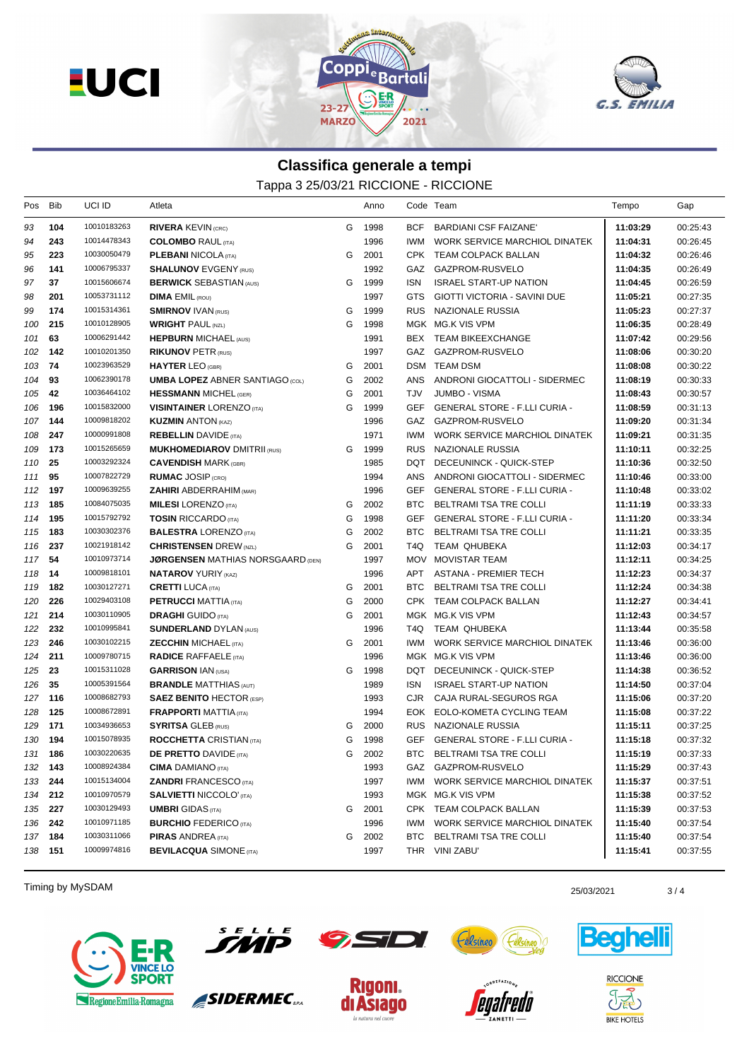## Classifica generale a tempi

Tappa 3 25/03/21 RICCIONE - RICCIONE

| Pos | Bib | UCI ID | Atleta | | Anno | Code | Team | Tempo | Gap |
|---|---|---|---|---|---|---|---|---|---|
| 93 | 104 | 10010183263 | **RIVERA** KEVIN (CRC) | G | 1998 | BCF | BARDIANI CSF FAIZANE' | 11:03:29 | 00:25:43 |
| 94 | 243 | 10014478343 | **COLOMBO** RAUL (ITA) | | 1996 | IWM | WORK SERVICE MARCHIOL DINATEK | 11:04:31 | 00:26:45 |
| 95 | 223 | 10030050479 | **PLEBANI** NICOLA (ITA) | G | 2001 | CPK | TEAM COLPACK BALLAN | 11:04:32 | 00:26:46 |
| 96 | 141 | 10006795337 | **SHALUNOV** EVGENY (RUS) | | 1992 | GAZ | GAZPROM-RUSVELO | 11:04:35 | 00:26:49 |
| 97 | 37 | 10015606674 | **BERWICK** SEBASTIAN (AUS) | G | 1999 | ISN | ISRAEL START-UP NATION | 11:04:45 | 00:26:59 |
| 98 | 201 | 10053731112 | **DIMA** EMIL (ROU) | | 1997 | GTS | GIOTTI VICTORIA - SAVINI DUE | 11:05:21 | 00:27:35 |
| 99 | 174 | 10015314361 | **SMIRNOV** IVAN (RUS) | G | 1999 | RUS | NAZIONALE RUSSIA | 11:05:23 | 00:27:37 |
| 100 | 215 | 10010128905 | **WRIGHT** PAUL (NZL) | G | 1998 | MGK | MG.K VIS VPM | 11:06:35 | 00:28:49 |
| 101 | 63 | 10006291442 | **HEPBURN** MICHAEL (AUS) | | 1991 | BEX | TEAM BIKEEXCHANGE | 11:07:42 | 00:29:56 |
| 102 | 142 | 10010201350 | **RIKUNOV** PETR (RUS) | | 1997 | GAZ | GAZPROM-RUSVELO | 11:08:06 | 00:30:20 |
| 103 | 74 | 10023963529 | **HAYTER** LEO (GBR) | G | 2001 | DSM | TEAM DSM | 11:08:08 | 00:30:22 |
| 104 | 93 | 10062390178 | **UMBA LOPEZ** ABNER SANTIAGO (COL) | G | 2002 | ANS | ANDRONI GIOCATTOLI - SIDERMEC | 11:08:19 | 00:30:33 |
| 105 | 42 | 10036464102 | **HESSMANN** MICHEL (GER) | G | 2001 | TJV | JUMBO - VISMA | 11:08:43 | 00:30:57 |
| 106 | 196 | 10015832000 | **VISINTAINER** LORENZO (ITA) | G | 1999 | GEF | GENERAL STORE - F.LLI CURIA - | 11:08:59 | 00:31:13 |
| 107 | 144 | 10009818202 | **KUZMIN** ANTON (KAZ) | | 1996 | GAZ | GAZPROM-RUSVELO | 11:09:20 | 00:31:34 |
| 108 | 247 | 10000991808 | **REBELLIN** DAVIDE (ITA) | | 1971 | IWM | WORK SERVICE MARCHIOL DINATEK | 11:09:21 | 00:31:35 |
| 109 | 173 | 10015265659 | **MUKHOMEDIAROV** DMITRII (RUS) | G | 1999 | RUS | NAZIONALE RUSSIA | 11:10:11 | 00:32:25 |
| 110 | 25 | 10003292324 | **CAVENDISH** MARK (GBR) | | 1985 | DQT | DECEUNINCK - QUICK-STEP | 11:10:36 | 00:32:50 |
| 111 | 95 | 10007822729 | **RUMAC** JOSIP (CRO) | | 1994 | ANS | ANDRONI GIOCATTOLI - SIDERMEC | 11:10:46 | 00:33:00 |
| 112 | 197 | 10009639255 | **ZAHIRI** ABDERRAHIM (MAR) | | 1996 | GEF | GENERAL STORE - F.LLI CURIA - | 11:10:48 | 00:33:02 |
| 113 | 185 | 10084075035 | **MILESI** LORENZO (ITA) | G | 2002 | BTC | BELTRAMI TSA TRE COLLI | 11:11:19 | 00:33:33 |
| 114 | 195 | 10015792792 | **TOSIN** RICCARDO (ITA) | G | 1998 | GEF | GENERAL STORE - F.LLI CURIA - | 11:11:20 | 00:33:34 |
| 115 | 183 | 10030302376 | **BALESTRA** LORENZO (ITA) | G | 2002 | BTC | BELTRAMI TSA TRE COLLI | 11:11:21 | 00:33:35 |
| 116 | 237 | 10021918142 | **CHRISTENSEN** DREW (NZL) | G | 2001 | T4Q | TEAM QHUBEKA | 11:12:03 | 00:34:17 |
| 117 | 54 | 10010973714 | **JØRGENSEN** MATHIAS NORSGAARD (DEN) | | 1997 | MOV | MOVISTAR TEAM | 11:12:11 | 00:34:25 |
| 118 | 14 | 10009818101 | **NATAROV** YURIY (KAZ) | | 1996 | APT | ASTANA - PREMIER TECH | 11:12:23 | 00:34:37 |
| 119 | 182 | 10030127271 | **CRETTI** LUCA (ITA) | G | 2001 | BTC | BELTRAMI TSA TRE COLLI | 11:12:24 | 00:34:38 |
| 120 | 226 | 10029403108 | **PETRUCCI** MATTIA (ITA) | G | 2000 | CPK | TEAM COLPACK BALLAN | 11:12:27 | 00:34:41 |
| 121 | 214 | 10030110905 | **DRAGHI** GUIDO (ITA) | G | 2001 | MGK | MG.K VIS VPM | 11:12:43 | 00:34:57 |
| 122 | 232 | 10010995841 | **SUNDERLAND** DYLAN (AUS) | | 1996 | T4Q | TEAM QHUBEKA | 11:13:44 | 00:35:58 |
| 123 | 246 | 10030102215 | **ZECCHIN** MICHAEL (ITA) | G | 2001 | IWM | WORK SERVICE MARCHIOL DINATEK | 11:13:46 | 00:36:00 |
| 124 | 211 | 10009780715 | **RADICE** RAFFAELE (ITA) | | 1996 | MGK | MG.K VIS VPM | 11:13:46 | 00:36:00 |
| 125 | 23 | 10015311028 | **GARRISON** IAN (USA) | G | 1998 | DQT | DECEUNINCK - QUICK-STEP | 11:14:38 | 00:36:52 |
| 126 | 35 | 10005391564 | **BRANDLE** MATTHIAS (AUT) | | 1989 | ISN | ISRAEL START-UP NATION | 11:14:50 | 00:37:04 |
| 127 | 116 | 10008682793 | **SAEZ BENITO** HECTOR (ESP) | | 1993 | CJR | CAJA RURAL-SEGUROS RGA | 11:15:06 | 00:37:20 |
| 128 | 125 | 10008672891 | **FRAPPORTI** MATTIA (ITA) | | 1994 | EOK | EOLO-KOMETA CYCLING TEAM | 11:15:08 | 00:37:22 |
| 129 | 171 | 10034936653 | **SYRITSA** GLEB (RUS) | G | 2000 | RUS | NAZIONALE RUSSIA | 11:15:11 | 00:37:25 |
| 130 | 194 | 10015078935 | **ROCCHETTA** CRISTIAN (ITA) | G | 1998 | GEF | GENERAL STORE - F.LLI CURIA - | 11:15:18 | 00:37:32 |
| 131 | 186 | 10030220635 | **DE PRETTO** DAVIDE (ITA) | G | 2002 | BTC | BELTRAMI TSA TRE COLLI | 11:15:19 | 00:37:33 |
| 132 | 143 | 10008924384 | **CIMA** DAMIANO (ITA) | | 1993 | GAZ | GAZPROM-RUSVELO | 11:15:29 | 00:37:43 |
| 133 | 244 | 10015134004 | **ZANDRI** FRANCESCO (ITA) | | 1997 | IWM | WORK SERVICE MARCHIOL DINATEK | 11:15:37 | 00:37:51 |
| 134 | 212 | 10010970579 | **SALVIETTI** NICCOLO' (ITA) | | 1993 | MGK | MG.K VIS VPM | 11:15:38 | 00:37:52 |
| 135 | 227 | 10030129493 | **UMBRI** GIDAS (ITA) | G | 2001 | CPK | TEAM COLPACK BALLAN | 11:15:39 | 00:37:53 |
| 136 | 242 | 10010971185 | **BURCHIO** FEDERICO (ITA) | | 1996 | IWM | WORK SERVICE MARCHIOL DINATEK | 11:15:40 | 00:37:54 |
| 137 | 184 | 10030311066 | **PIRAS** ANDREA (ITA) | G | 2002 | BTC | BELTRAMI TSA TRE COLLI | 11:15:40 | 00:37:54 |
| 138 | 151 | 10009974816 | **BEVILACQUA** SIMONE (ITA) | | 1997 | THR | VINI ZABU' | 11:15:41 | 00:37:55 |

Timing by MySDAM

25/03/2021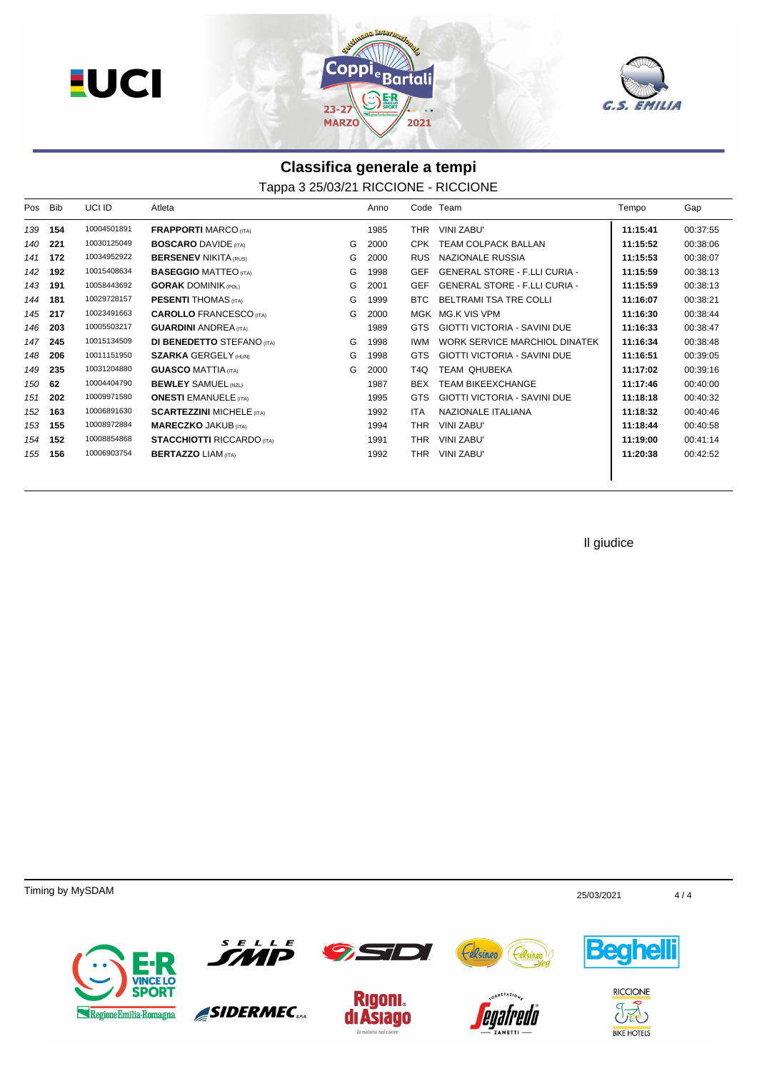## Classifica generale a tempi

Tappa 3 25/03/21 RICCIONE - RICCIONE

| Pos | Bib | UCI ID | Atleta | | Anno | Code | Team | Tempo | Gap |
|---|---|---|---|---|---|---|---|---|---|
| 139 | 154 | 10004501891 | **FRAPPORTI** MARCO (ITA) | | 1985 | THR | VINI ZABU' | **11:15:41** | 00:37:55 |
| 140 | 221 | 10030125049 | **BOSCARO** DAVIDE (ITA) | G | 2000 | CPK | TEAM COLPACK BALLAN | **11:15:52** | 00:38:06 |
| 141 | 172 | 10034952922 | **BERSENEV** NIKITA (RUS) | G | 2000 | RUS | NAZIONALE RUSSIA | **11:15:53** | 00:38:07 |
| 142 | 192 | 10015408634 | **BASEGGIO** MATTEO (ITA) | G | 1998 | GEF | GENERAL STORE - F.LLI CURIA - | **11:15:59** | 00:38:13 |
| 143 | 191 | 10058443692 | **GORAK** DOMINIK (POL) | G | 2001 | GEF | GENERAL STORE - F.LLI CURIA - | **11:15:59** | 00:38:13 |
| 144 | 181 | 10029728157 | **PESENTI** THOMAS (ITA) | G | 1999 | BTC | BELTRAMI TSA TRE COLLI | **11:16:07** | 00:38:21 |
| 145 | 217 | 10023491663 | **CAROLLO** FRANCESCO (ITA) | G | 2000 | MGK | MG.K VIS VPM | **11:16:30** | 00:38:44 |
| 146 | 203 | 10005503217 | **GUARDINI** ANDREA (ITA) | | 1989 | GTS | GIOTTI VICTORIA - SAVINI DUE | **11:16:33** | 00:38:47 |
| 147 | 245 | 10015134509 | **DI BENEDETTO** STEFANO (ITA) | G | 1998 | IWM | WORK SERVICE MARCHIOL DINATEK | **11:16:34** | 00:38:48 |
| 148 | 206 | 10011151950 | **SZARKA** GERGELY (HUN) | G | 1998 | GTS | GIOTTI VICTORIA - SAVINI DUE | **11:16:51** | 00:39:05 |
| 149 | 235 | 10031204880 | **GUASCO** MATTIA (ITA) | G | 2000 | T4Q | TEAM QHUBEKA | **11:17:02** | 00:39:16 |
| 150 | 62 | 10004404790 | **BEWLEY** SAMUEL (NZL) | | 1987 | BEX | TEAM BIKEEXCHANGE | **11:17:46** | 00:40:00 |
| 151 | 202 | 10009971580 | **ONESTI** EMANUELE (ITA) | | 1995 | GTS | GIOTTI VICTORIA - SAVINI DUE | **11:18:18** | 00:40:32 |
| 152 | 163 | 10006891630 | **SCARTEZZINI** MICHELE (ITA) | | 1992 | ITA | NAZIONALE ITALIANA | **11:18:32** | 00:40:46 |
| 153 | 155 | 10008972884 | **MARECZKO** JAKUB (ITA) | | 1994 | THR | VINI ZABU' | **11:18:44** | 00:40:58 |
| 154 | 152 | 10008854868 | **STACCHIOTTI** RICCARDO (ITA) | | 1991 | THR | VINI ZABU' | **11:19:00** | 00:41:14 |
| 155 | 156 | 10006903754 | **BERTAZZO** LIAM (ITA) | | 1992 | THR | VINI ZABU' | **11:20:38** | 00:42:52 |

Il giudice

Timing by MySDAM

25/03/2021